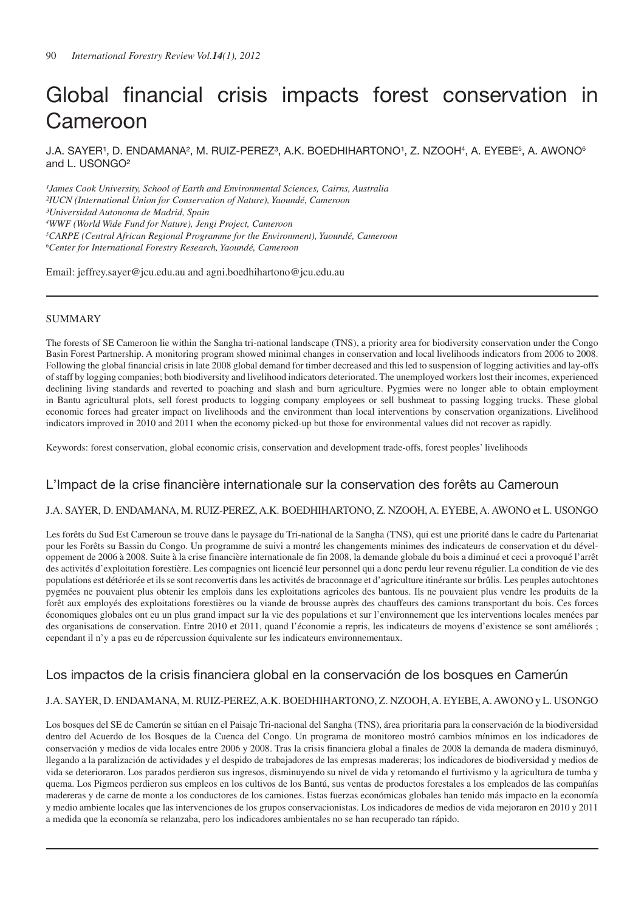# Global financial crisis impacts forest conservation in Cameroon

J.A. SAYER[1], D. ENDAMANA[2], M. RUIZ-PEREZ[3], A.K. BOEDHIHARTONO[1], Z. NZOOH[4], A. EYEBE[5], A. AWONO[6] and L. USONGO[2]

*[1]James Cook University, School of Earth and Environmental Sciences, Cairns, Australia*
*[2]IUCN (International Union for Conservation of Nature), Yaoundé, Cameroon*
*[3]Universidad Autonoma de Madrid, Spain*
*[4]WWF (World Wide Fund for Nature), Jengi Project, Cameroon*
*[5]CARPE (Central African Regional Programme for the Environment), Yaoundé, Cameroon*
*[6]Center for International Forestry Research, Yaoundé, Cameroon*

Email: jeffrey.sayer@jcu.edu.au and agni.boedhihartono@jcu.edu.au

## SUMMARY

The forests of SE Cameroon lie within the Sangha tri-national landscape (TNS), a priority area for biodiversity conservation under the Congo Basin Forest Partnership. A monitoring program showed minimal changes in conservation and local livelihoods indicators from 2006 to 2008. Following the global financial crisis in late 2008 global demand for timber decreased and this led to suspension of logging activities and lay-offs of staff by logging companies; both biodiversity and livelihood indicators deteriorated. The unemployed workers lost their incomes, experienced declining living standards and reverted to poaching and slash and burn agriculture. Pygmies were no longer able to obtain employment in Bantu agricultural plots, sell forest products to logging company employees or sell bushmeat to passing logging trucks. These global economic forces had greater impact on livelihoods and the environment than local interventions by conservation organizations. Livelihood indicators improved in 2010 and 2011 when the economy picked-up but those for environmental values did not recover as rapidly.

Keywords: forest conservation, global economic crisis, conservation and development trade-offs, forest peoples' livelihoods

## L'Impact de la crise financière internationale sur la conservation des forêts au Cameroun

J.A. SAYER, D. ENDAMANA, M. RUIZ-PEREZ, A.K. BOEDHIHARTONO, Z. NZOOH, A. EYEBE, A. AWONO et L. USONGO

Les forêts du Sud Est Cameroun se trouve dans le paysage du Tri-national de la Sangha (TNS), qui est une priorité dans le cadre du Partenariat pour les Forêts su Bassin du Congo. Un programme de suivi a montré les changements minimes des indicateurs de conservation et du développement de 2006 à 2008. Suite à la crise financière internationale de fin 2008, la demande globale du bois a diminué et ceci a provoqué l'arrêt des activités d'exploitation forestière. Les compagnies ont licencié leur personnel qui a donc perdu leur revenu régulier. La condition de vie des populations est détériorée et ils se sont reconvertis dans les activités de braconnage et d'agriculture itinérante sur brûlis. Les peuples autochtones pygmées ne pouvaient plus obtenir les emplois dans les exploitations agricoles des bantous. Ils ne pouvaient plus vendre les produits de la forêt aux employés des exploitations forestières ou la viande de brousse auprès des chauffeurs des camions transportant du bois. Ces forces économiques globales ont eu un plus grand impact sur la vie des populations et sur l'environnement que les interventions locales menées par des organisations de conservation. Entre 2010 et 2011, quand l'économie a repris, les indicateurs de moyens d'existence se sont améliorés ; cependant il n'y a pas eu de répercussion équivalente sur les indicateurs environnementaux.

## Los impactos de la crisis financiera global en la conservación de los bosques en Camerún

J.A. SAYER, D. ENDAMANA, M. RUIZ-PEREZ, A.K. BOEDHIHARTONO, Z. NZOOH, A. EYEBE, A. AWONO y L. USONGO

Los bosques del SE de Camerún se sitúan en el Paisaje Tri-nacional del Sangha (TNS), área prioritaria para la conservación de la biodiversidad dentro del Acuerdo de los Bosques de la Cuenca del Congo. Un programa de monitoreo mostró cambios mínimos en los indicadores de conservación y medios de vida locales entre 2006 y 2008. Tras la crisis financiera global a finales de 2008 la demanda de madera disminuyó, llegando a la paralización de actividades y el despido de trabajadores de las empresas madereras; los indicadores de biodiversidad y medios de vida se deterioraron. Los parados perdieron sus ingresos, disminuyendo su nivel de vida y retomando el furtivismo y la agricultura de tumba y quema. Los Pigmeos perdieron sus empleos en los cultivos de los Bantú, sus ventas de productos forestales a los empleados de las compañías madereras y de carne de monte a los conductores de los camiones. Estas fuerzas económicas globales han tenido más impacto en la economía y medio ambiente locales que las intervenciones de los grupos conservacionistas. Los indicadores de medios de vida mejoraron en 2010 y 2011 a medida que la economía se relanzaba, pero los indicadores ambientales no se han recuperado tan rápido.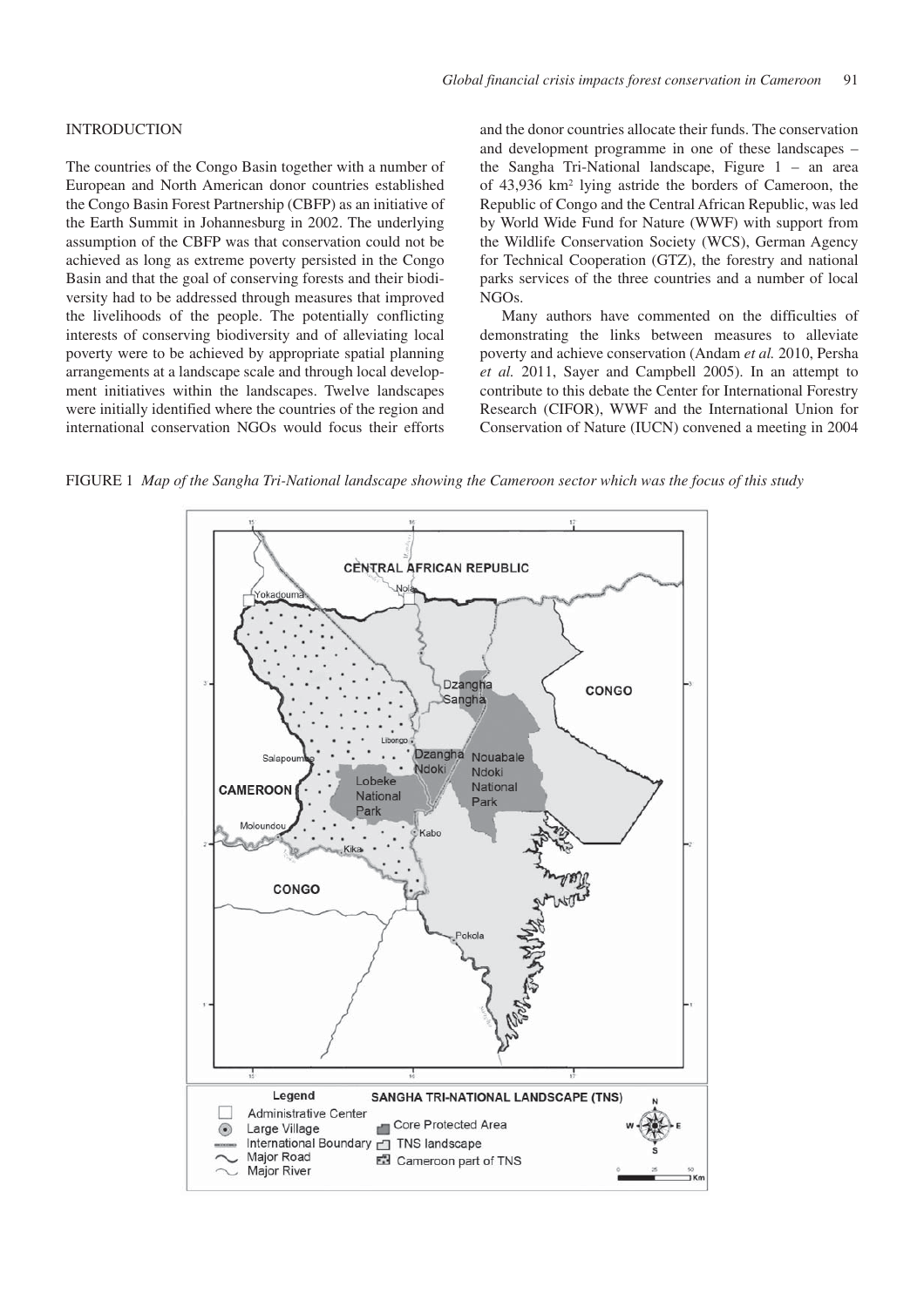## INTRODUCTION

The countries of the Congo Basin together with a number of European and North American donor countries established the Congo Basin Forest Partnership (CBFP) as an initiative of the Earth Summit in Johannesburg in 2002. The underlying assumption of the CBFP was that conservation could not be achieved as long as extreme poverty persisted in the Congo Basin and that the goal of conserving forests and their biodiversity had to be addressed through measures that improved the livelihoods of the people. The potentially conflicting interests of conserving biodiversity and of alleviating local poverty were to be achieved by appropriate spatial planning arrangements at a landscape scale and through local development initiatives within the landscapes. Twelve landscapes were initially identified where the countries of the region and international conservation NGOs would focus their efforts and the donor countries allocate their funds. The conservation and development programme in one of these landscapes – the Sangha Tri-National landscape, Figure 1 – an area of 43,936 km² lying astride the borders of Cameroon, the Republic of Congo and the Central African Republic, was led by World Wide Fund for Nature (WWF) with support from the Wildlife Conservation Society (WCS), German Agency for Technical Cooperation (GTZ), the forestry and national parks services of the three countries and a number of local NGOs.

Many authors have commented on the difficulties of demonstrating the links between measures to alleviate poverty and achieve conservation (Andam *et al.* 2010, Persha *et al.* 2011, Sayer and Campbell 2005). In an attempt to contribute to this debate the Center for International Forestry Research (CIFOR), WWF and the International Union for Conservation of Nature (IUCN) convened a meeting in 2004

FIGURE 1 *Map of the Sangha Tri-National landscape showing the Cameroon sector which was the focus of this study*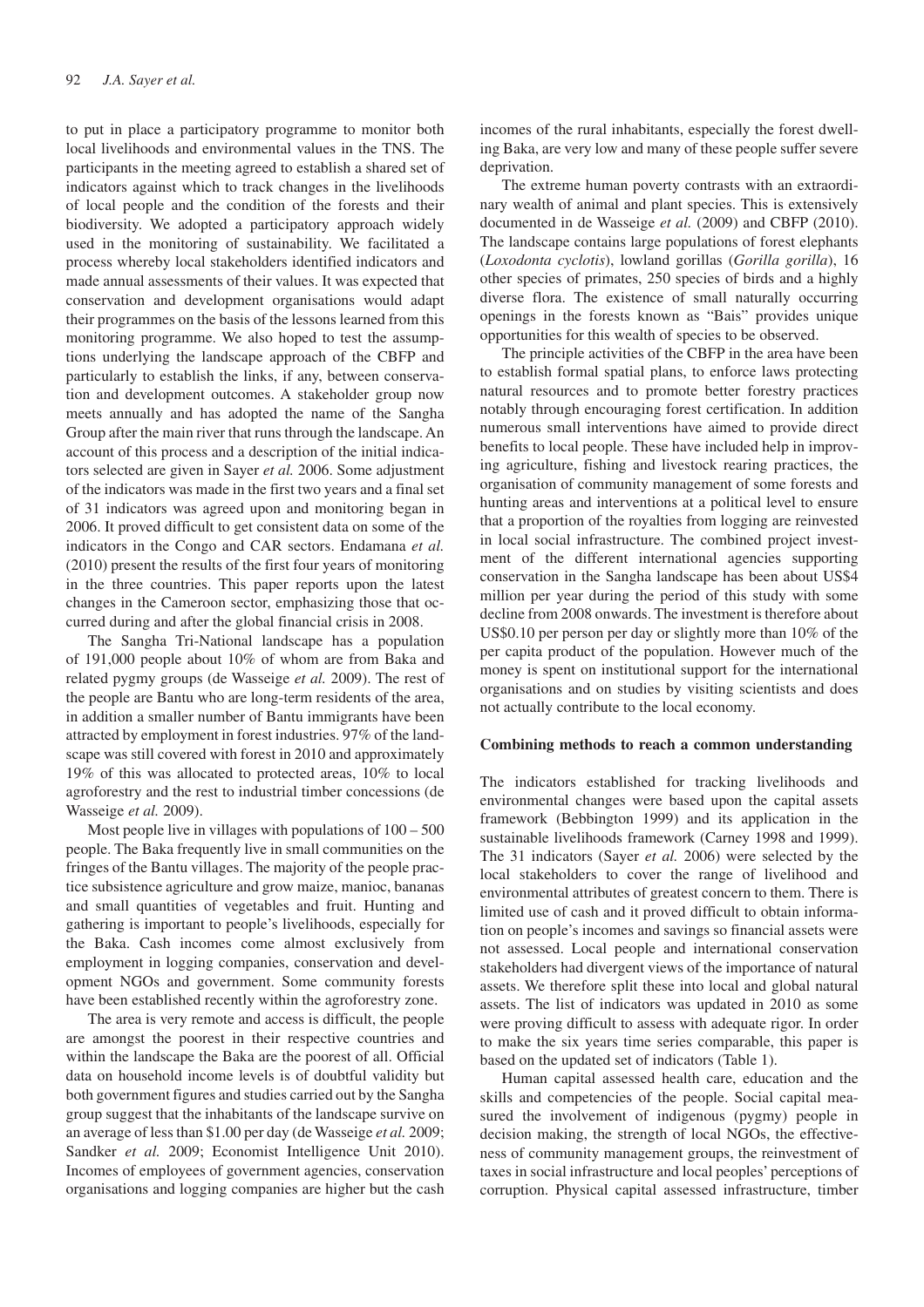to put in place a participatory programme to monitor both local livelihoods and environmental values in the TNS. The participants in the meeting agreed to establish a shared set of indicators against which to track changes in the livelihoods of local people and the condition of the forests and their biodiversity. We adopted a participatory approach widely used in the monitoring of sustainability. We facilitated a process whereby local stakeholders identified indicators and made annual assessments of their values. It was expected that conservation and development organisations would adapt their programmes on the basis of the lessons learned from this monitoring programme. We also hoped to test the assumptions underlying the landscape approach of the CBFP and particularly to establish the links, if any, between conservation and development outcomes. A stakeholder group now meets annually and has adopted the name of the Sangha Group after the main river that runs through the landscape. An account of this process and a description of the initial indicators selected are given in Sayer *et al.* 2006. Some adjustment of the indicators was made in the first two years and a final set of 31 indicators was agreed upon and monitoring began in 2006. It proved difficult to get consistent data on some of the indicators in the Congo and CAR sectors. Endamana *et al.* (2010) present the results of the first four years of monitoring in the three countries. This paper reports upon the latest changes in the Cameroon sector, emphasizing those that occurred during and after the global financial crisis in 2008.

The Sangha Tri-National landscape has a population of 191,000 people about 10% of whom are from Baka and related pygmy groups (de Wasseige *et al.* 2009). The rest of the people are Bantu who are long-term residents of the area, in addition a smaller number of Bantu immigrants have been attracted by employment in forest industries. 97% of the landscape was still covered with forest in 2010 and approximately 19% of this was allocated to protected areas, 10% to local agroforestry and the rest to industrial timber concessions (de Wasseige *et al.* 2009).

Most people live in villages with populations of 100 – 500 people. The Baka frequently live in small communities on the fringes of the Bantu villages. The majority of the people practice subsistence agriculture and grow maize, manioc, bananas and small quantities of vegetables and fruit. Hunting and gathering is important to people's livelihoods, especially for the Baka. Cash incomes come almost exclusively from employment in logging companies, conservation and development NGOs and government. Some community forests have been established recently within the agroforestry zone.

The area is very remote and access is difficult, the people are amongst the poorest in their respective countries and within the landscape the Baka are the poorest of all. Official data on household income levels is of doubtful validity but both government figures and studies carried out by the Sangha group suggest that the inhabitants of the landscape survive on an average of less than $1.00 per day (de Wasseige *et al.* 2009; Sandker *et al.* 2009; Economist Intelligence Unit 2010). Incomes of employees of government agencies, conservation organisations and logging companies are higher but the cash incomes of the rural inhabitants, especially the forest dwelling Baka, are very low and many of these people suffer severe deprivation.

The extreme human poverty contrasts with an extraordinary wealth of animal and plant species. This is extensively documented in de Wasseige *et al.* (2009) and CBFP (2010). The landscape contains large populations of forest elephants (*Loxodonta cyclotis*), lowland gorillas (*Gorilla gorilla*), 16 other species of primates, 250 species of birds and a highly diverse flora. The existence of small naturally occurring openings in the forests known as "Bais" provides unique opportunities for this wealth of species to be observed.

The principle activities of the CBFP in the area have been to establish formal spatial plans, to enforce laws protecting natural resources and to promote better forestry practices notably through encouraging forest certification. In addition numerous small interventions have aimed to provide direct benefits to local people. These have included help in improving agriculture, fishing and livestock rearing practices, the organisation of community management of some forests and hunting areas and interventions at a political level to ensure that a proportion of the royalties from logging are reinvested in local social infrastructure. The combined project investment of the different international agencies supporting conservation in the Sangha landscape has been about US$4 million per year during the period of this study with some decline from 2008 onwards. The investment is therefore about US$0.10 per person per day or slightly more than 10% of the per capita product of the population. However much of the money is spent on institutional support for the international organisations and on studies by visiting scientists and does not actually contribute to the local economy.

## Combining methods to reach a common understanding

The indicators established for tracking livelihoods and environmental changes were based upon the capital assets framework (Bebbington 1999) and its application in the sustainable livelihoods framework (Carney 1998 and 1999). The 31 indicators (Sayer *et al.* 2006) were selected by the local stakeholders to cover the range of livelihood and environmental attributes of greatest concern to them. There is limited use of cash and it proved difficult to obtain information on people's incomes and savings so financial assets were not assessed. Local people and international conservation stakeholders had divergent views of the importance of natural assets. We therefore split these into local and global natural assets. The list of indicators was updated in 2010 as some were proving difficult to assess with adequate rigor. In order to make the six years time series comparable, this paper is based on the updated set of indicators (Table 1).

Human capital assessed health care, education and the skills and competencies of the people. Social capital measured the involvement of indigenous (pygmy) people in decision making, the strength of local NGOs, the effectiveness of community management groups, the reinvestment of taxes in social infrastructure and local peoples' perceptions of corruption. Physical capital assessed infrastructure, timber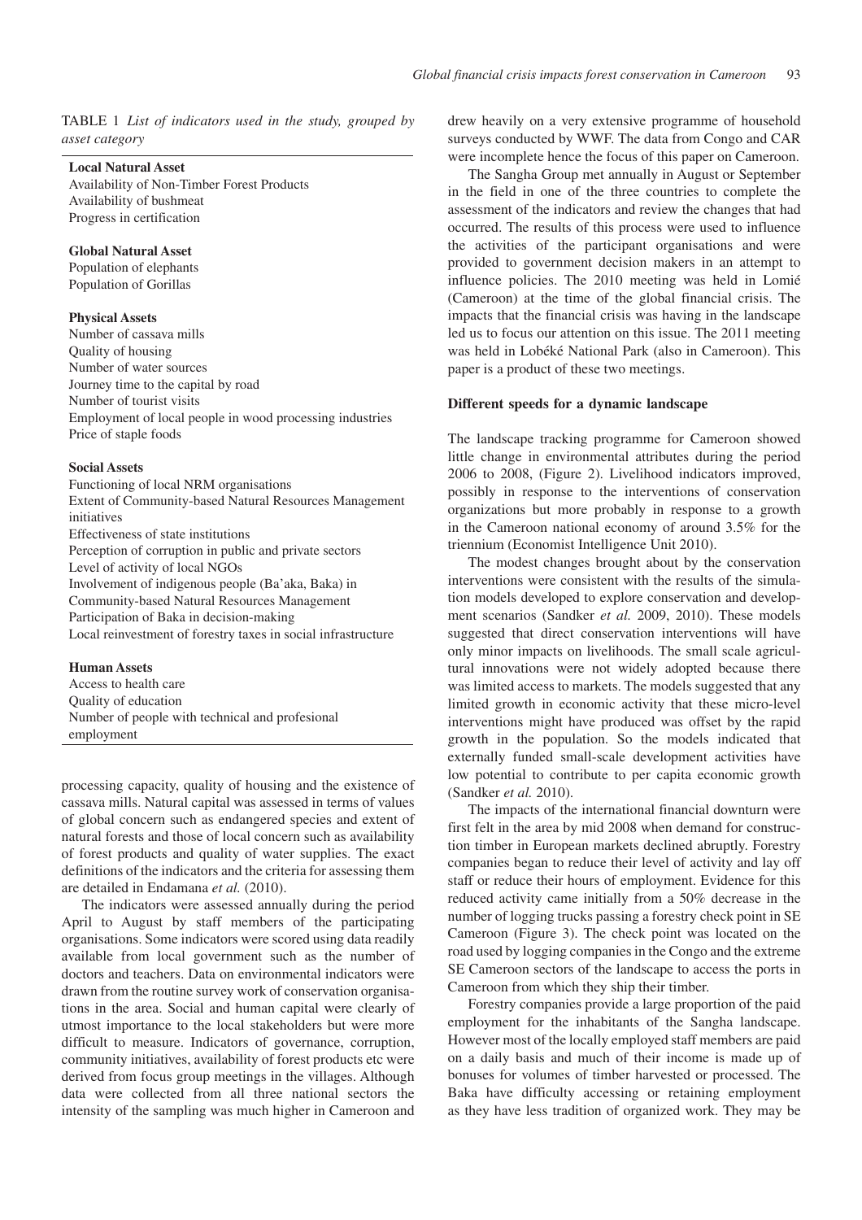TABLE 1 *List of indicators used in the study, grouped by asset category*

| | |
|---|---|
| **Local Natural Asset** | |
| Availability of Non-Timber Forest Products | |
| Availability of bushmeat | |
| Progress in certification | |
| **Global Natural Asset** | |
| Population of elephants | |
| Population of Gorillas | |
| **Physical Assets** | |
| Number of cassava mills | |
| Quality of housing | |
| Number of water sources | |
| Journey time to the capital by road | |
| Number of tourist visits | |
| Employment of local people in wood processing industries | |
| Price of staple foods | |
| **Social Assets** | |
| Functioning of local NRM organisations | |
| Extent of Community-based Natural Resources Management initiatives | |
| Effectiveness of state institutions | |
| Perception of corruption in public and private sectors | |
| Level of activity of local NGOs | |
| Involvement of indigenous people (Ba'aka, Baka) in Community-based Natural Resources Management | |
| Participation of Baka in decision-making | |
| Local reinvestment of forestry taxes in social infrastructure | |
| **Human Assets** | |
| Access to health care | |
| Quality of education | |
| Number of people with technical and profesional employment | |

processing capacity, quality of housing and the existence of cassava mills. Natural capital was assessed in terms of values of global concern such as endangered species and extent of natural forests and those of local concern such as availability of forest products and quality of water supplies. The exact definitions of the indicators and the criteria for assessing them are detailed in Endamana *et al.* (2010).

The indicators were assessed annually during the period April to August by staff members of the participating organisations. Some indicators were scored using data readily available from local government such as the number of doctors and teachers. Data on environmental indicators were drawn from the routine survey work of conservation organisations in the area. Social and human capital were clearly of utmost importance to the local stakeholders but were more difficult to measure. Indicators of governance, corruption, community initiatives, availability of forest products etc were derived from focus group meetings in the villages. Although data were collected from all three national sectors the intensity of the sampling was much higher in Cameroon and drew heavily on a very extensive programme of household surveys conducted by WWF. The data from Congo and CAR were incomplete hence the focus of this paper on Cameroon.

The Sangha Group met annually in August or September in the field in one of the three countries to complete the assessment of the indicators and review the changes that had occurred. The results of this process were used to influence the activities of the participant organisations and were provided to government decision makers in an attempt to influence policies. The 2010 meeting was held in Lomié (Cameroon) at the time of the global financial crisis. The impacts that the financial crisis was having in the landscape led us to focus our attention on this issue. The 2011 meeting was held in Lobéké National Park (also in Cameroon). This paper is a product of these two meetings.

### Different speeds for a dynamic landscape

The landscape tracking programme for Cameroon showed little change in environmental attributes during the period 2006 to 2008, (Figure 2). Livelihood indicators improved, possibly in response to the interventions of conservation organizations but more probably in response to a growth in the Cameroon national economy of around 3.5% for the triennium (Economist Intelligence Unit 2010).

The modest changes brought about by the conservation interventions were consistent with the results of the simulation models developed to explore conservation and development scenarios (Sandker *et al.* 2009, 2010). These models suggested that direct conservation interventions will have only minor impacts on livelihoods. The small scale agricultural innovations were not widely adopted because there was limited access to markets. The models suggested that any limited growth in economic activity that these micro-level interventions might have produced was offset by the rapid growth in the population. So the models indicated that externally funded small-scale development activities have low potential to contribute to per capita economic growth (Sandker *et al.* 2010).

The impacts of the international financial downturn were first felt in the area by mid 2008 when demand for construction timber in European markets declined abruptly. Forestry companies began to reduce their level of activity and lay off staff or reduce their hours of employment. Evidence for this reduced activity came initially from a 50% decrease in the number of logging trucks passing a forestry check point in SE Cameroon (Figure 3). The check point was located on the road used by logging companies in the Congo and the extreme SE Cameroon sectors of the landscape to access the ports in Cameroon from which they ship their timber.

Forestry companies provide a large proportion of the paid employment for the inhabitants of the Sangha landscape. However most of the locally employed staff members are paid on a daily basis and much of their income is made up of bonuses for volumes of timber harvested or processed. The Baka have difficulty accessing or retaining employment as they have less tradition of organized work. They may be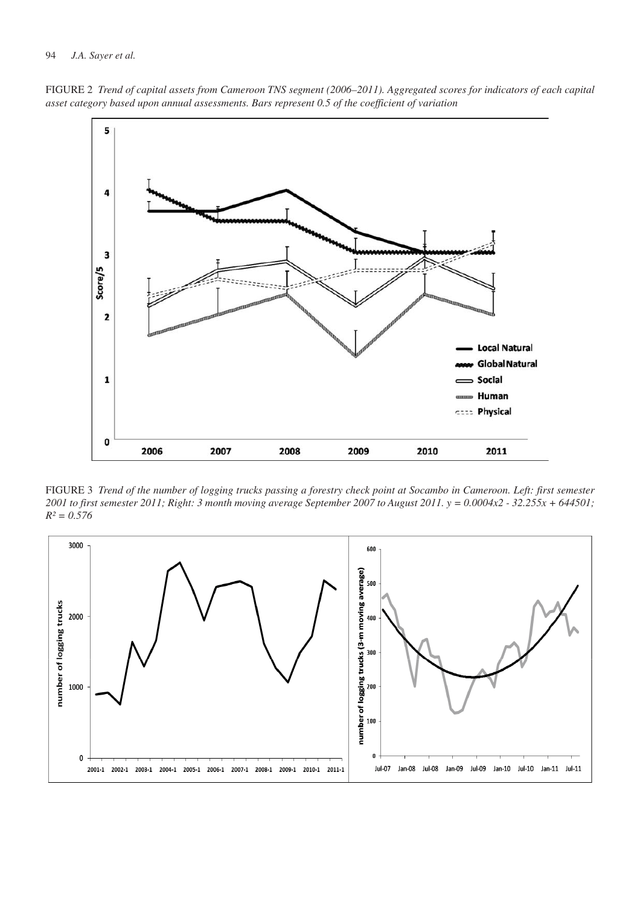FIGURE 2 *Trend of capital assets from Cameroon TNS segment (2006–2011). Aggregated scores for indicators of each capital asset category based upon annual assessments. Bars represent 0.5 of the coefficient of variation*

FIGURE 3 *Trend of the number of logging trucks passing a forestry check point at Socambo in Cameroon. Left: first semester 2001 to first semester 2011; Right: 3 month moving average September 2007 to August 2011. y = 0.0004x2 - 32.255x + 644501; $R^2 = 0.576$*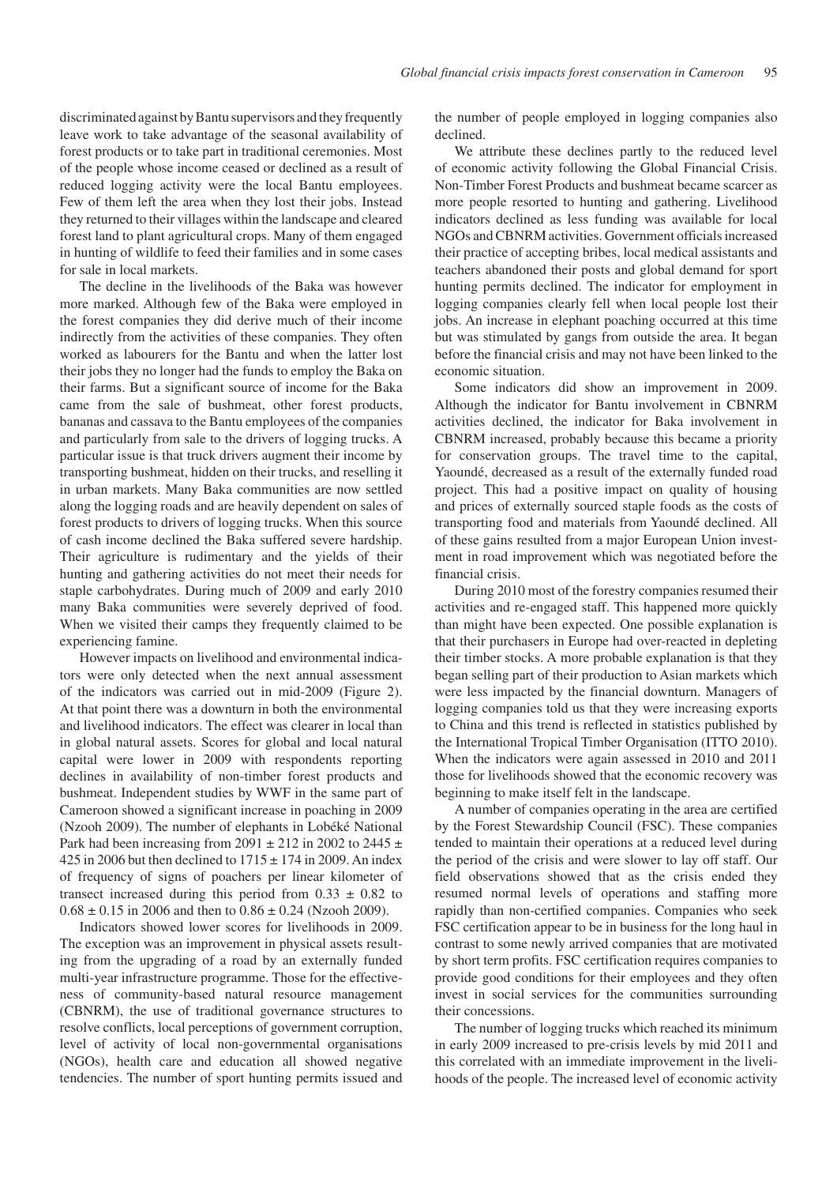discriminated against by Bantu supervisors and they frequently leave work to take advantage of the seasonal availability of forest products or to take part in traditional ceremonies. Most of the people whose income ceased or declined as a result of reduced logging activity were the local Bantu employees. Few of them left the area when they lost their jobs. Instead they returned to their villages within the landscape and cleared forest land to plant agricultural crops. Many of them engaged in hunting of wildlife to feed their families and in some cases for sale in local markets.

The decline in the livelihoods of the Baka was however more marked. Although few of the Baka were employed in the forest companies they did derive much of their income indirectly from the activities of these companies. They often worked as labourers for the Bantu and when the latter lost their jobs they no longer had the funds to employ the Baka on their farms. But a significant source of income for the Baka came from the sale of bushmeat, other forest products, bananas and cassava to the Bantu employees of the companies and particularly from sale to the drivers of logging trucks. A particular issue is that truck drivers augment their income by transporting bushmeat, hidden on their trucks, and reselling it in urban markets. Many Baka communities are now settled along the logging roads and are heavily dependent on sales of forest products to drivers of logging trucks. When this source of cash income declined the Baka suffered severe hardship. Their agriculture is rudimentary and the yields of their hunting and gathering activities do not meet their needs for staple carbohydrates. During much of 2009 and early 2010 many Baka communities were severely deprived of food. When we visited their camps they frequently claimed to be experiencing famine.

However impacts on livelihood and environmental indicators were only detected when the next annual assessment of the indicators was carried out in mid-2009 (Figure 2). At that point there was a downturn in both the environmental and livelihood indicators. The effect was clearer in local than in global natural assets. Scores for global and local natural capital were lower in 2009 with respondents reporting declines in availability of non-timber forest products and bushmeat. Independent studies by WWF in the same part of Cameroon showed a significant increase in poaching in 2009 (Nzooh 2009). The number of elephants in Lobéké National Park had been increasing from $2091 \pm 212$ in 2002 to $2445 \pm 425$ in 2006 but then declined to $1715 \pm 174$ in 2009. An index of frequency of signs of poachers per linear kilometer of transect increased during this period from $0.33 \pm 0.82$ to $0.68 \pm 0.15$ in 2006 and then to $0.86 \pm 0.24$ (Nzooh 2009).

Indicators showed lower scores for livelihoods in 2009. The exception was an improvement in physical assets resulting from the upgrading of a road by an externally funded multi-year infrastructure programme. Those for the effectiveness of community-based natural resource management (CBNRM), the use of traditional governance structures to resolve conflicts, local perceptions of government corruption, level of activity of local non-governmental organisations (NGOs), health care and education all showed negative tendencies. The number of sport hunting permits issued and the number of people employed in logging companies also declined.

We attribute these declines partly to the reduced level of economic activity following the Global Financial Crisis. Non-Timber Forest Products and bushmeat became scarcer as more people resorted to hunting and gathering. Livelihood indicators declined as less funding was available for local NGOs and CBNRM activities. Government officials increased their practice of accepting bribes, local medical assistants and teachers abandoned their posts and global demand for sport hunting permits declined. The indicator for employment in logging companies clearly fell when local people lost their jobs. An increase in elephant poaching occurred at this time but was stimulated by gangs from outside the area. It began before the financial crisis and may not have been linked to the economic situation.

Some indicators did show an improvement in 2009. Although the indicator for Bantu involvement in CBNRM activities declined, the indicator for Baka involvement in CBNRM increased, probably because this became a priority for conservation groups. The travel time to the capital, Yaoundé, decreased as a result of the externally funded road project. This had a positive impact on quality of housing and prices of externally sourced staple foods as the costs of transporting food and materials from Yaoundé declined. All of these gains resulted from a major European Union investment in road improvement which was negotiated before the financial crisis.

During 2010 most of the forestry companies resumed their activities and re-engaged staff. This happened more quickly than might have been expected. One possible explanation is that their purchasers in Europe had over-reacted in depleting their timber stocks. A more probable explanation is that they began selling part of their production to Asian markets which were less impacted by the financial downturn. Managers of logging companies told us that they were increasing exports to China and this trend is reflected in statistics published by the International Tropical Timber Organisation (ITTO 2010). When the indicators were again assessed in 2010 and 2011 those for livelihoods showed that the economic recovery was beginning to make itself felt in the landscape.

A number of companies operating in the area are certified by the Forest Stewardship Council (FSC). These companies tended to maintain their operations at a reduced level during the period of the crisis and were slower to lay off staff. Our field observations showed that as the crisis ended they resumed normal levels of operations and staffing more rapidly than non-certified companies. Companies who seek FSC certification appear to be in business for the long haul in contrast to some newly arrived companies that are motivated by short term profits. FSC certification requires companies to provide good conditions for their employees and they often invest in social services for the communities surrounding their concessions.

The number of logging trucks which reached its minimum in early 2009 increased to pre-crisis levels by mid 2011 and this correlated with an immediate improvement in the livelihoods of the people. The increased level of economic activity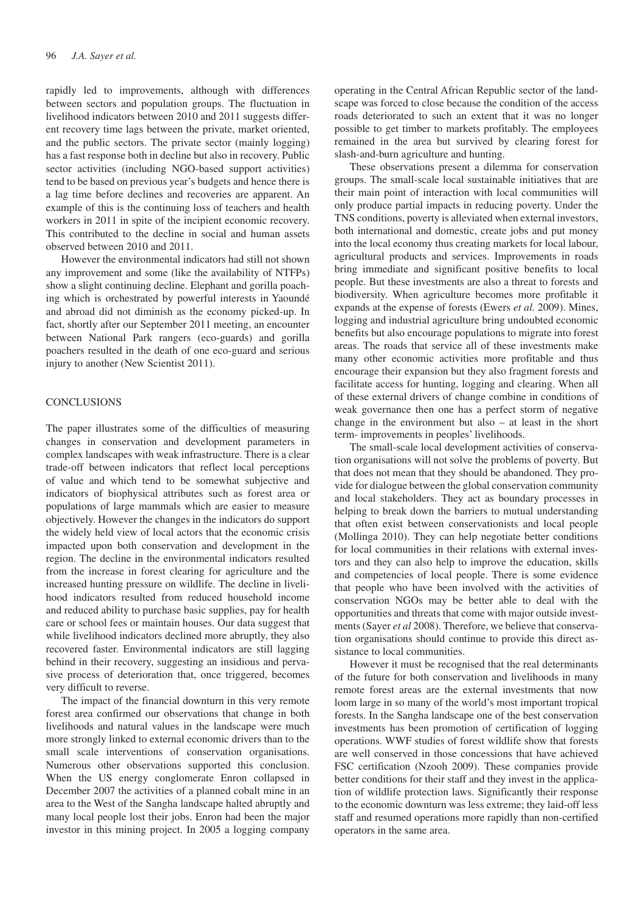rapidly led to improvements, although with differences between sectors and population groups. The fluctuation in livelihood indicators between 2010 and 2011 suggests different recovery time lags between the private, market oriented, and the public sectors. The private sector (mainly logging) has a fast response both in decline but also in recovery. Public sector activities (including NGO-based support activities) tend to be based on previous year's budgets and hence there is a lag time before declines and recoveries are apparent. An example of this is the continuing loss of teachers and health workers in 2011 in spite of the incipient economic recovery. This contributed to the decline in social and human assets observed between 2010 and 2011.

However the environmental indicators had still not shown any improvement and some (like the availability of NTFPs) show a slight continuing decline. Elephant and gorilla poaching which is orchestrated by powerful interests in Yaoundé and abroad did not diminish as the economy picked-up. In fact, shortly after our September 2011 meeting, an encounter between National Park rangers (eco-guards) and gorilla poachers resulted in the death of one eco-guard and serious injury to another (New Scientist 2011).

## CONCLUSIONS

The paper illustrates some of the difficulties of measuring changes in conservation and development parameters in complex landscapes with weak infrastructure. There is a clear trade-off between indicators that reflect local perceptions of value and which tend to be somewhat subjective and indicators of biophysical attributes such as forest area or populations of large mammals which are easier to measure objectively. However the changes in the indicators do support the widely held view of local actors that the economic crisis impacted upon both conservation and development in the region. The decline in the environmental indicators resulted from the increase in forest clearing for agriculture and the increased hunting pressure on wildlife. The decline in livelihood indicators resulted from reduced household income and reduced ability to purchase basic supplies, pay for health care or school fees or maintain houses. Our data suggest that while livelihood indicators declined more abruptly, they also recovered faster. Environmental indicators are still lagging behind in their recovery, suggesting an insidious and pervasive process of deterioration that, once triggered, becomes very difficult to reverse.

The impact of the financial downturn in this very remote forest area confirmed our observations that change in both livelihoods and natural values in the landscape were much more strongly linked to external economic drivers than to the small scale interventions of conservation organisations. Numerous other observations supported this conclusion. When the US energy conglomerate Enron collapsed in December 2007 the activities of a planned cobalt mine in an area to the West of the Sangha landscape halted abruptly and many local people lost their jobs. Enron had been the major investor in this mining project. In 2005 a logging company operating in the Central African Republic sector of the landscape was forced to close because the condition of the access roads deteriorated to such an extent that it was no longer possible to get timber to markets profitably. The employees remained in the area but survived by clearing forest for slash-and-burn agriculture and hunting.

These observations present a dilemma for conservation groups. The small-scale local sustainable initiatives that are their main point of interaction with local communities will only produce partial impacts in reducing poverty. Under the TNS conditions, poverty is alleviated when external investors, both international and domestic, create jobs and put money into the local economy thus creating markets for local labour, agricultural products and services. Improvements in roads bring immediate and significant positive benefits to local people. But these investments are also a threat to forests and biodiversity. When agriculture becomes more profitable it expands at the expense of forests (Ewers *et al.* 2009). Mines, logging and industrial agriculture bring undoubted economic benefits but also encourage populations to migrate into forest areas. The roads that service all of these investments make many other economic activities more profitable and thus encourage their expansion but they also fragment forests and facilitate access for hunting, logging and clearing. When all of these external drivers of change combine in conditions of weak governance then one has a perfect storm of negative change in the environment but also – at least in the short term- improvements in peoples' livelihoods.

The small-scale local development activities of conservation organisations will not solve the problems of poverty. But that does not mean that they should be abandoned. They provide for dialogue between the global conservation community and local stakeholders. They act as boundary processes in helping to break down the barriers to mutual understanding that often exist between conservationists and local people (Mollinga 2010). They can help negotiate better conditions for local communities in their relations with external investors and they can also help to improve the education, skills and competencies of local people. There is some evidence that people who have been involved with the activities of conservation NGOs may be better able to deal with the opportunities and threats that come with major outside investments (Sayer *et al* 2008). Therefore, we believe that conservation organisations should continue to provide this direct assistance to local communities.

However it must be recognised that the real determinants of the future for both conservation and livelihoods in many remote forest areas are the external investments that now loom large in so many of the world's most important tropical forests. In the Sangha landscape one of the best conservation investments has been promotion of certification of logging operations. WWF studies of forest wildlife show that forests are well conserved in those concessions that have achieved FSC certification (Nzooh 2009). These companies provide better conditions for their staff and they invest in the application of wildlife protection laws. Significantly their response to the economic downturn was less extreme; they laid-off less staff and resumed operations more rapidly than non-certified operators in the same area.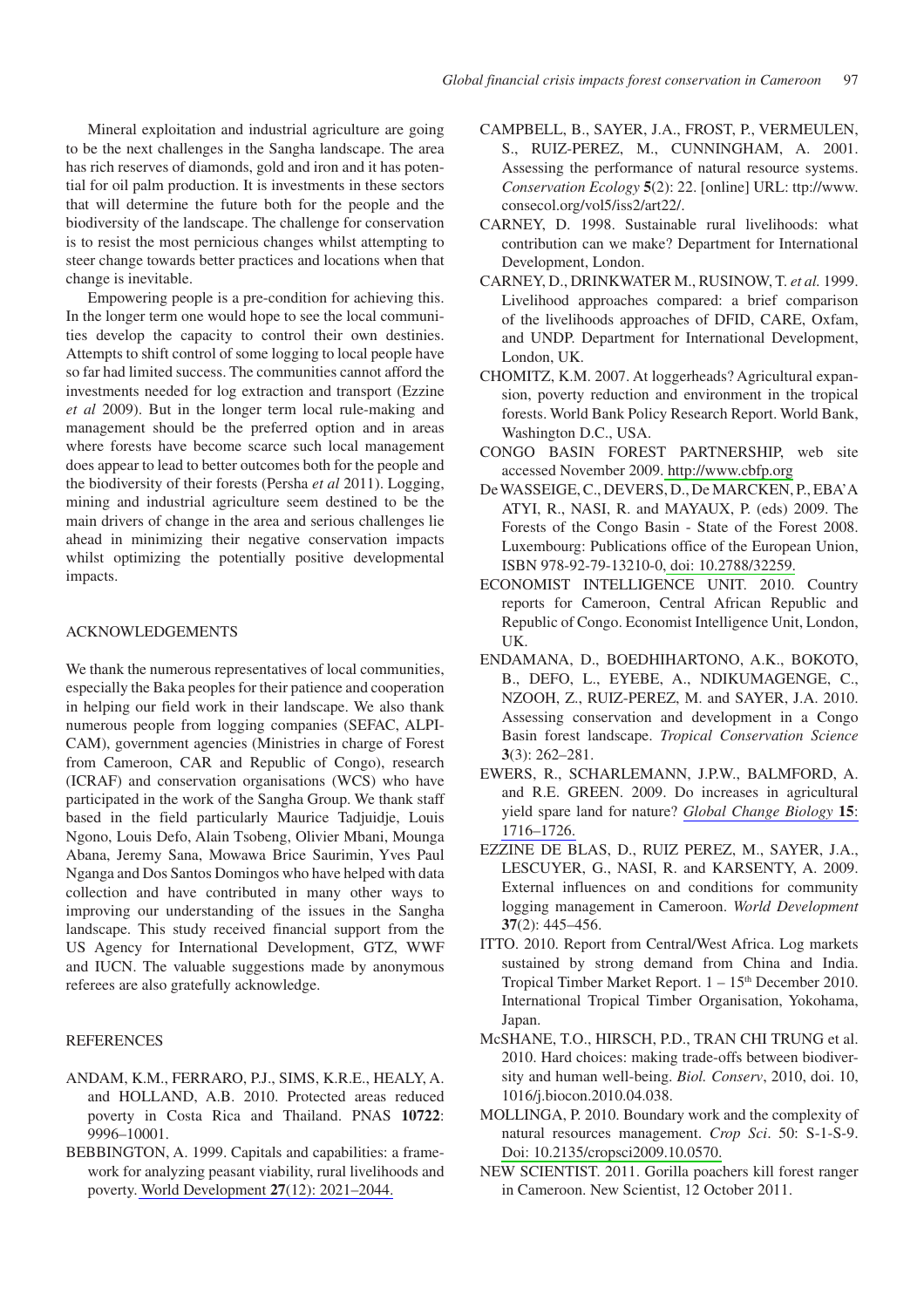Mineral exploitation and industrial agriculture are going to be the next challenges in the Sangha landscape. The area has rich reserves of diamonds, gold and iron and it has potential for oil palm production. It is investments in these sectors that will determine the future both for the people and the biodiversity of the landscape. The challenge for conservation is to resist the most pernicious changes whilst attempting to steer change towards better practices and locations when that change is inevitable.

Empowering people is a pre-condition for achieving this. In the longer term one would hope to see the local communities develop the capacity to control their own destinies. Attempts to shift control of some logging to local people have so far had limited success. The communities cannot afford the investments needed for log extraction and transport (Ezzine *et al* 2009). But in the longer term local rule-making and management should be the preferred option and in areas where forests have become scarce such local management does appear to lead to better outcomes both for the people and the biodiversity of their forests (Persha *et al* 2011). Logging, mining and industrial agriculture seem destined to be the main drivers of change in the area and serious challenges lie ahead in minimizing their negative conservation impacts whilst optimizing the potentially positive developmental impacts.

## ACKNOWLEDGEMENTS

We thank the numerous representatives of local communities, especially the Baka peoples for their patience and cooperation in helping our field work in their landscape. We also thank numerous people from logging companies (SEFAC, ALPICAM), government agencies (Ministries in charge of Forest from Cameroon, CAR and Republic of Congo), research (ICRAF) and conservation organisations (WCS) who have participated in the work of the Sangha Group. We thank staff based in the field particularly Maurice Tadjuidje, Louis Ngono, Louis Defo, Alain Tsobeng, Olivier Mbani, Mounga Abana, Jeremy Sana, Mowawa Brice Saurimin, Yves Paul Nganga and Dos Santos Domingos who have helped with data collection and have contributed in many other ways to improving our understanding of the issues in the Sangha landscape. This study received financial support from the US Agency for International Development, GTZ, WWF and IUCN. The valuable suggestions made by anonymous referees are also gratefully acknowledge.

## REFERENCES

ANDAM, K.M., FERRARO, P.J., SIMS, K.R.E., HEALY, A. and HOLLAND, A.B. 2010. Protected areas reduced poverty in Costa Rica and Thailand. PNAS **10722**: 9996–10001.

BEBBINGTON, A. 1999. Capitals and capabilities: a framework for analyzing peasant viability, rural livelihoods and poverty. World Development **27**(12): 2021–2044.

CAMPBELL, B., SAYER, J.A., FROST, P., VERMEULEN, S., RUIZ-PEREZ, M., CUNNINGHAM, A. 2001. Assessing the performance of natural resource systems. *Conservation Ecology* **5**(2): 22. [online] URL: ttp://www.consecol.org/vol5/iss2/art22/.

CARNEY, D. 1998. Sustainable rural livelihoods: what contribution can we make? Department for International Development, London.

CARNEY, D., DRINKWATER M., RUSINOW, T. *et al.* 1999. Livelihood approaches compared: a brief comparison of the livelihoods approaches of DFID, CARE, Oxfam, and UNDP. Department for International Development, London, UK.

CHOMITZ, K.M. 2007. At loggerheads? Agricultural expansion, poverty reduction and environment in the tropical forests. World Bank Policy Research Report. World Bank, Washington D.C., USA.

CONGO BASIN FOREST PARTNERSHIP, web site accessed November 2009. http://www.cbfp.org

De WASSEIGE, C., DEVERS, D., De MARCKEN, P., EBA'A ATYI, R., NASI, R. and MAYAUX, P. (eds) 2009. The Forests of the Congo Basin - State of the Forest 2008. Luxembourg: Publications office of the European Union, ISBN 978-92-79-13210-0, doi: 10.2788/32259.

ECONOMIST INTELLIGENCE UNIT. 2010. Country reports for Cameroon, Central African Republic and Republic of Congo. Economist Intelligence Unit, London, UK.

ENDAMANA, D., BOEDHIHARTONO, A.K., BOKOTO, B., DEFO, L., EYEBE, A., NDIKUMAGENGE, C., NZOOH, Z., RUIZ-PEREZ, M. and SAYER, J.A. 2010. Assessing conservation and development in a Congo Basin forest landscape. *Tropical Conservation Science* **3**(3): 262–281.

EWERS, R., SCHARLEMANN, J.P.W., BALMFORD, A. and R.E. GREEN. 2009. Do increases in agricultural yield spare land for nature? *Global Change Biology* **15**: 1716–1726.

EZZINE DE BLAS, D., RUIZ PEREZ, M., SAYER, J.A., LESCUYER, G., NASI, R. and KARSENTY, A. 2009. External influences on and conditions for community logging management in Cameroon. *World Development* **37**(2): 445–456.

ITTO. 2010. Report from Central/West Africa. Log markets sustained by strong demand from China and India. Tropical Timber Market Report. 1 – 15th December 2010. International Tropical Timber Organisation, Yokohama, Japan.

McSHANE, T.O., HIRSCH, P.D., TRAN CHI TRUNG et al. 2010. Hard choices: making trade-offs between biodiversity and human well-being. *Biol. Conserv*, 2010, doi. 10, 1016/j.biocon.2010.04.038.

MOLLINGA, P. 2010. Boundary work and the complexity of natural resources management. *Crop Sci*. 50: S-1-S-9. Doi: 10.2135/cropsci2009.10.0570.

NEW SCIENTIST. 2011. Gorilla poachers kill forest ranger in Cameroon. New Scientist, 12 October 2011.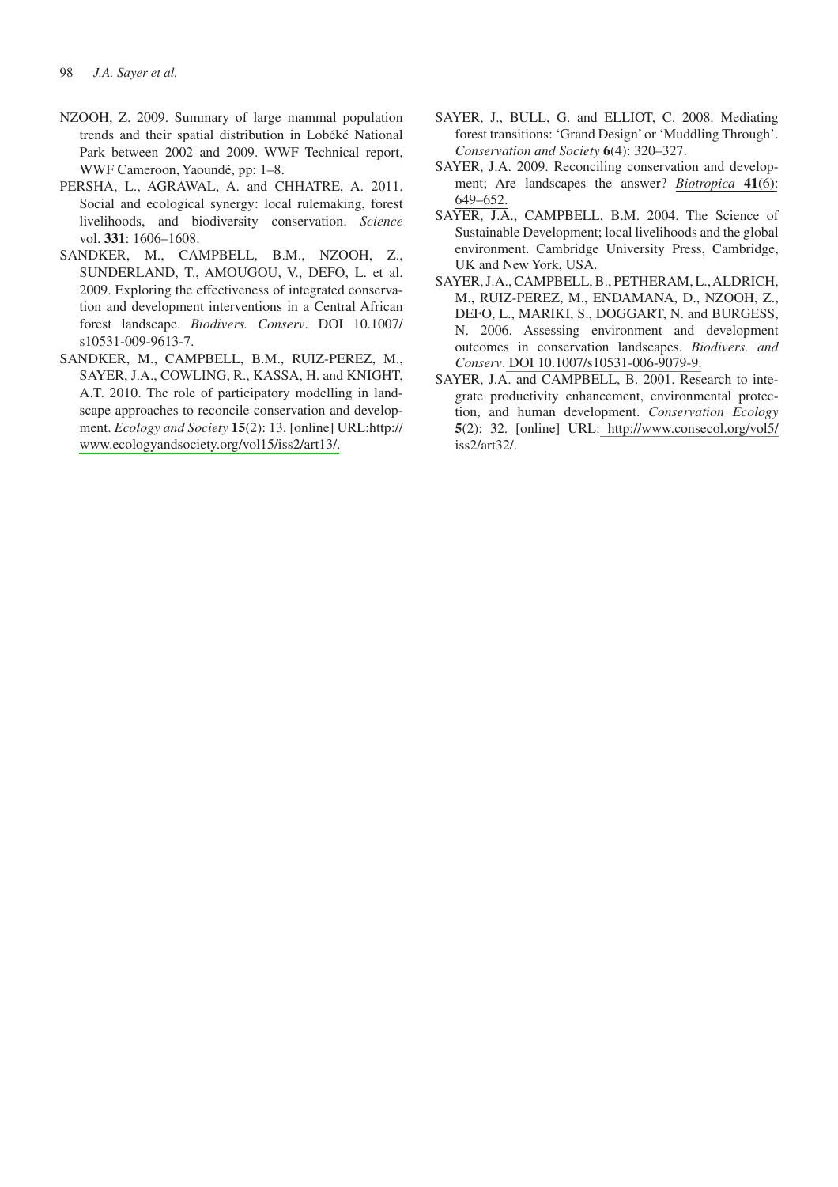NZOOH, Z. 2009. Summary of large mammal population trends and their spatial distribution in Lobéké National Park between 2002 and 2009. WWF Technical report, WWF Cameroon, Yaoundé, pp: 1–8.

PERSHA, L., AGRAWAL, A. and CHHATRE, A. 2011. Social and ecological synergy: local rulemaking, forest livelihoods, and biodiversity conservation. *Science* vol. **331**: 1606–1608.

SANDKER, M., CAMPBELL, B.M., NZOOH, Z., SUNDERLAND, T., AMOUGOU, V., DEFO, L. et al. 2009. Exploring the effectiveness of integrated conservation and development interventions in a Central African forest landscape. *Biodivers. Conserv*. DOI 10.1007/s10531-009-9613-7.

SANDKER, M., CAMPBELL, B.M., RUIZ-PEREZ, M., SAYER, J.A., COWLING, R., KASSA, H. and KNIGHT, A.T. 2010. The role of participatory modelling in landscape approaches to reconcile conservation and development. *Ecology and Society* **15**(2): 13. [online] URL:http://www.ecologyandsociety.org/vol15/iss2/art13/.

SAYER, J., BULL, G. and ELLIOT, C. 2008. Mediating forest transitions: 'Grand Design' or 'Muddling Through'. *Conservation and Society* **6**(4): 320–327.

SAYER, J.A. 2009. Reconciling conservation and development; Are landscapes the answer? *Biotropica* **41**(6): 649–652.

SAYER, J.A., CAMPBELL, B.M. 2004. The Science of Sustainable Development; local livelihoods and the global environment. Cambridge University Press, Cambridge, UK and New York, USA.

SAYER, J.A., CAMPBELL, B., PETHERAM, L., ALDRICH, M., RUIZ-PEREZ, M., ENDAMANA, D., NZOOH, Z., DEFO, L., MARIKI, S., DOGGART, N. and BURGESS, N. 2006. Assessing environment and development outcomes in conservation landscapes. *Biodivers. and Conserv*. DOI 10.1007/s10531-006-9079-9.

SAYER, J.A. and CAMPBELL, B. 2001. Research to integrate productivity enhancement, environmental protection, and human development. *Conservation Ecology* **5**(2): 32. [online] URL: http://www.consecol.org/vol5/iss2/art32/.